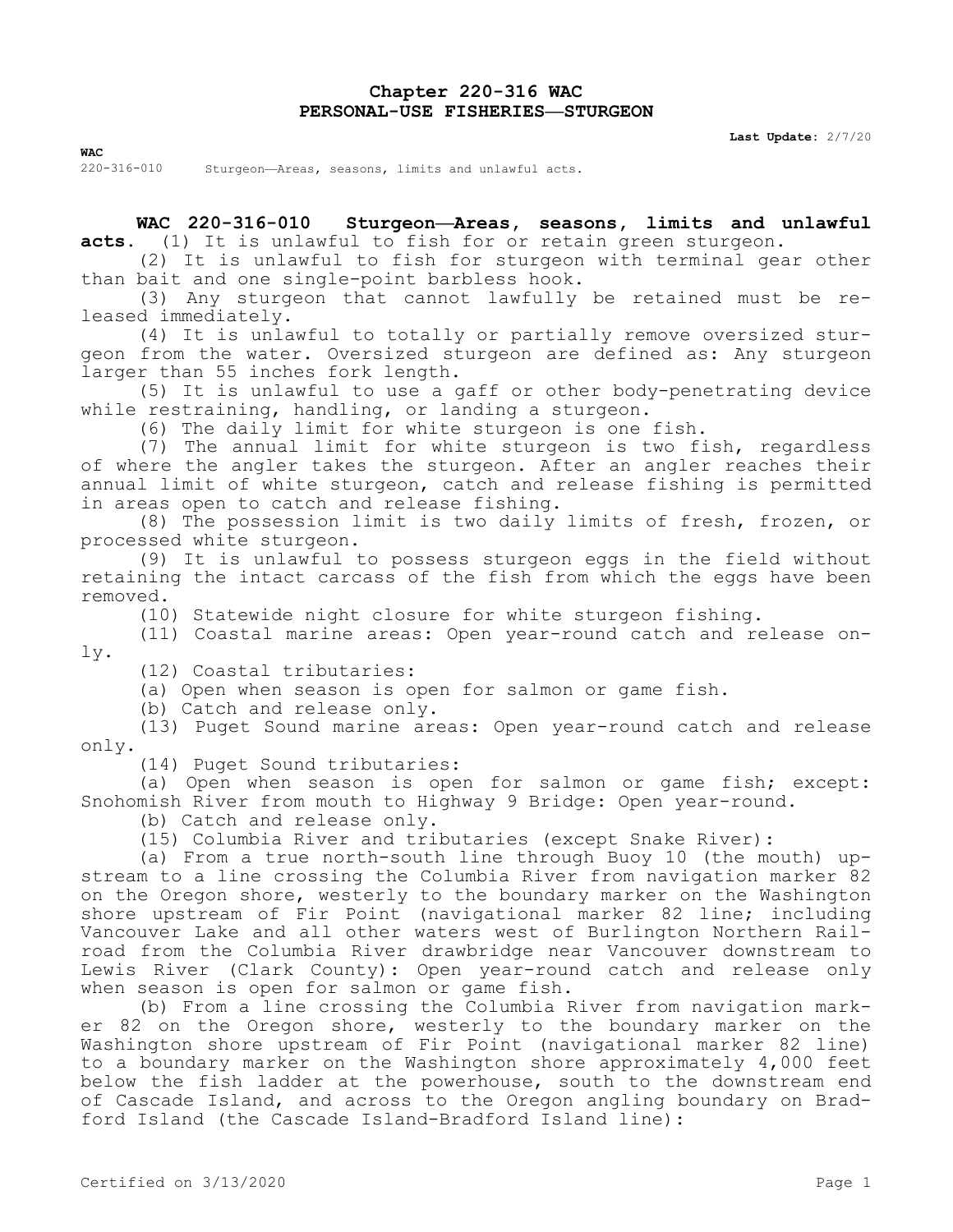# Chapter 220-316 WAC
# PERSONAL-USE FISHERIES—STURGEON

**Last Update:** 2/7/20

**WAC**

220-316-010 Sturgeon—Areas, seasons, limits and unlawful acts.

**WAC 220-316-010 Sturgeon—Areas, seasons, limits and unlawful acts.** (1) It is unlawful to fish for or retain green sturgeon.

(2) It is unlawful to fish for sturgeon with terminal gear other than bait and one single-point barbless hook.

(3) Any sturgeon that cannot lawfully be retained must be released immediately.

(4) It is unlawful to totally or partially remove oversized sturgeon from the water. Oversized sturgeon are defined as: Any sturgeon larger than 55 inches fork length.

(5) It is unlawful to use a gaff or other body-penetrating device while restraining, handling, or landing a sturgeon.

(6) The daily limit for white sturgeon is one fish.

(7) The annual limit for white sturgeon is two fish, regardless of where the angler takes the sturgeon. After an angler reaches their annual limit of white sturgeon, catch and release fishing is permitted in areas open to catch and release fishing.

(8) The possession limit is two daily limits of fresh, frozen, or processed white sturgeon.

(9) It is unlawful to possess sturgeon eggs in the field without retaining the intact carcass of the fish from which the eggs have been removed.

(10) Statewide night closure for white sturgeon fishing.

(11) Coastal marine areas: Open year-round catch and release only.

(12) Coastal tributaries:

(a) Open when season is open for salmon or game fish.

(b) Catch and release only.

(13) Puget Sound marine areas: Open year-round catch and release only.

(14) Puget Sound tributaries:

(a) Open when season is open for salmon or game fish; except: Snohomish River from mouth to Highway 9 Bridge: Open year-round.

(b) Catch and release only.

(15) Columbia River and tributaries (except Snake River):

(a) From a true north-south line through Buoy 10 (the mouth) upstream to a line crossing the Columbia River from navigation marker 82 on the Oregon shore, westerly to the boundary marker on the Washington shore upstream of Fir Point (navigational marker 82 line; including Vancouver Lake and all other waters west of Burlington Northern Railroad from the Columbia River drawbridge near Vancouver downstream to Lewis River (Clark County): Open year-round catch and release only when season is open for salmon or game fish.

(b) From a line crossing the Columbia River from navigation marker 82 on the Oregon shore, westerly to the boundary marker on the Washington shore upstream of Fir Point (navigational marker 82 line) to a boundary marker on the Washington shore approximately 4,000 feet below the fish ladder at the powerhouse, south to the downstream end of Cascade Island, and across to the Oregon angling boundary on Bradford Island (the Cascade Island-Bradford Island line):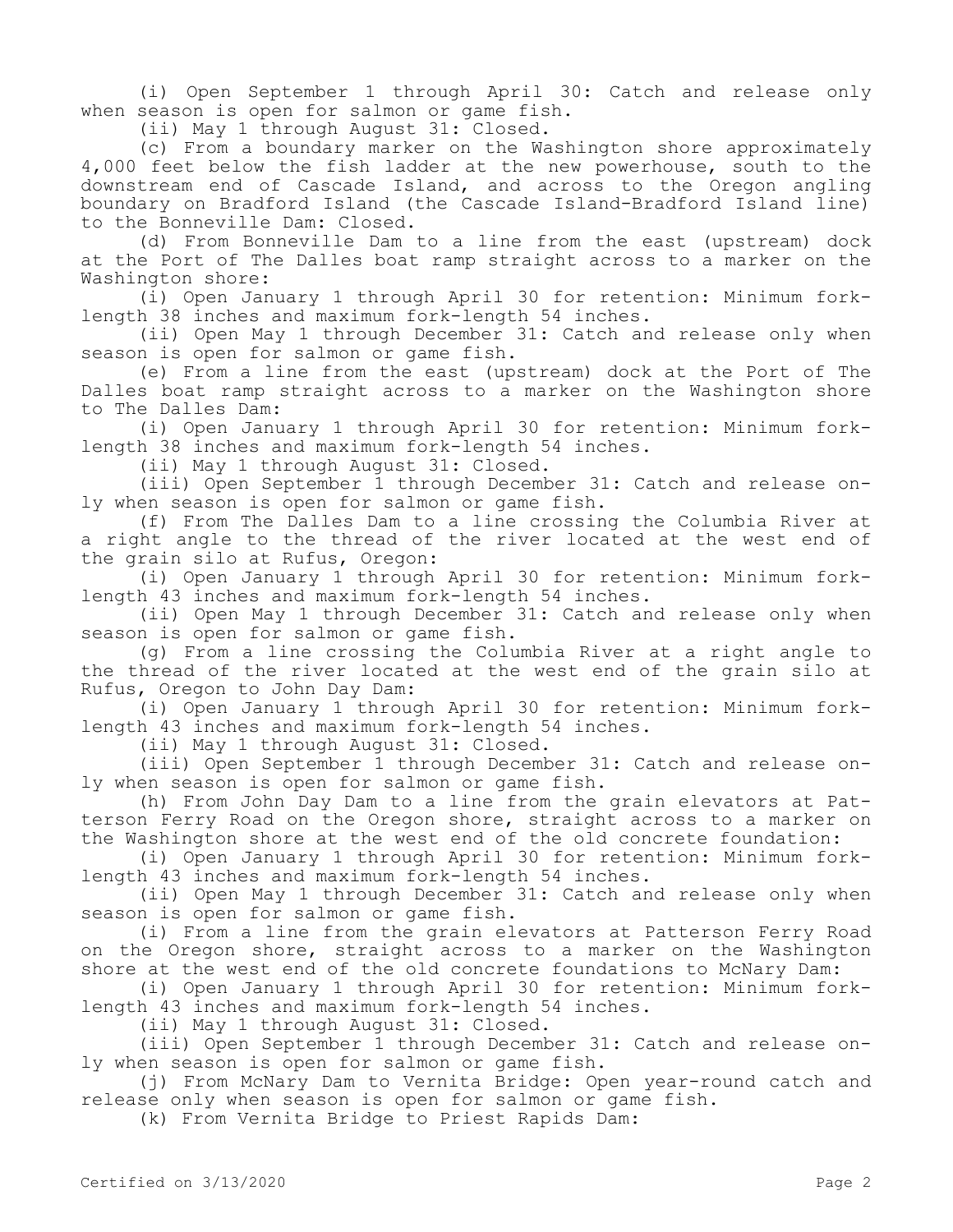(i) Open September 1 through April 30: Catch and release only when season is open for salmon or game fish.

(ii) May 1 through August 31: Closed.

(c) From a boundary marker on the Washington shore approximately 4,000 feet below the fish ladder at the new powerhouse, south to the downstream end of Cascade Island, and across to the Oregon angling boundary on Bradford Island (the Cascade Island-Bradford Island line) to the Bonneville Dam: Closed.

(d) From Bonneville Dam to a line from the east (upstream) dock at the Port of The Dalles boat ramp straight across to a marker on the Washington shore:

(i) Open January 1 through April 30 for retention: Minimum fork-length 38 inches and maximum fork-length 54 inches.

(ii) Open May 1 through December 31: Catch and release only when season is open for salmon or game fish.

(e) From a line from the east (upstream) dock at the Port of The Dalles boat ramp straight across to a marker on the Washington shore to The Dalles Dam:

(i) Open January 1 through April 30 for retention: Minimum fork-length 38 inches and maximum fork-length 54 inches.

(ii) May 1 through August 31: Closed.

(iii) Open September 1 through December 31: Catch and release only when season is open for salmon or game fish.

(f) From The Dalles Dam to a line crossing the Columbia River at a right angle to the thread of the river located at the west end of the grain silo at Rufus, Oregon:

(i) Open January 1 through April 30 for retention: Minimum fork-length 43 inches and maximum fork-length 54 inches.

(ii) Open May 1 through December 31: Catch and release only when season is open for salmon or game fish.

(g) From a line crossing the Columbia River at a right angle to the thread of the river located at the west end of the grain silo at Rufus, Oregon to John Day Dam:

(i) Open January 1 through April 30 for retention: Minimum fork-length 43 inches and maximum fork-length 54 inches.

(ii) May 1 through August 31: Closed.

(iii) Open September 1 through December 31: Catch and release only when season is open for salmon or game fish.

(h) From John Day Dam to a line from the grain elevators at Patterson Ferry Road on the Oregon shore, straight across to a marker on the Washington shore at the west end of the old concrete foundation:

(i) Open January 1 through April 30 for retention: Minimum fork-length 43 inches and maximum fork-length 54 inches.

(ii) Open May 1 through December 31: Catch and release only when season is open for salmon or game fish.

(i) From a line from the grain elevators at Patterson Ferry Road on the Oregon shore, straight across to a marker on the Washington shore at the west end of the old concrete foundations to McNary Dam:

(i) Open January 1 through April 30 for retention: Minimum fork-length 43 inches and maximum fork-length 54 inches.

(ii) May 1 through August 31: Closed.

(iii) Open September 1 through December 31: Catch and release only when season is open for salmon or game fish.

(j) From McNary Dam to Vernita Bridge: Open year-round catch and release only when season is open for salmon or game fish.

(k) From Vernita Bridge to Priest Rapids Dam: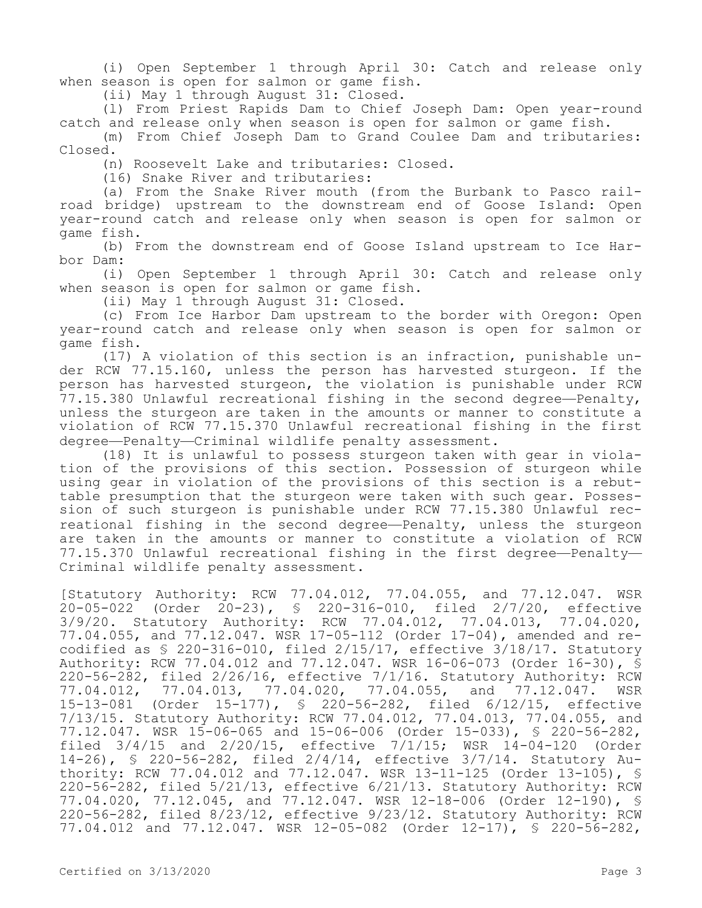(i) Open September 1 through April 30: Catch and release only when season is open for salmon or game fish.

(ii) May 1 through August 31: Closed.

(l) From Priest Rapids Dam to Chief Joseph Dam: Open year-round catch and release only when season is open for salmon or game fish.

(m) From Chief Joseph Dam to Grand Coulee Dam and tributaries: Closed.

(n) Roosevelt Lake and tributaries: Closed.

(16) Snake River and tributaries:

(a) From the Snake River mouth (from the Burbank to Pasco railroad bridge) upstream to the downstream end of Goose Island: Open year-round catch and release only when season is open for salmon or game fish.

(b) From the downstream end of Goose Island upstream to Ice Harbor Dam:

(i) Open September 1 through April 30: Catch and release only when season is open for salmon or game fish.

(ii) May 1 through August 31: Closed.

(c) From Ice Harbor Dam upstream to the border with Oregon: Open year-round catch and release only when season is open for salmon or game fish.

(17) A violation of this section is an infraction, punishable under RCW 77.15.160, unless the person has harvested sturgeon. If the person has harvested sturgeon, the violation is punishable under RCW 77.15.380 Unlawful recreational fishing in the second degree—Penalty, unless the sturgeon are taken in the amounts or manner to constitute a violation of RCW 77.15.370 Unlawful recreational fishing in the first degree—Penalty—Criminal wildlife penalty assessment.

(18) It is unlawful to possess sturgeon taken with gear in violation of the provisions of this section. Possession of sturgeon while using gear in violation of the provisions of this section is a rebuttable presumption that the sturgeon were taken with such gear. Possession of such sturgeon is punishable under RCW 77.15.380 Unlawful recreational fishing in the second degree—Penalty, unless the sturgeon are taken in the amounts or manner to constitute a violation of RCW 77.15.370 Unlawful recreational fishing in the first degree—Penalty—Criminal wildlife penalty assessment.

[Statutory Authority: RCW 77.04.012, 77.04.055, and 77.12.047. WSR 20-05-022 (Order 20-23), § 220-316-010, filed 2/7/20, effective 3/9/20. Statutory Authority: RCW 77.04.012, 77.04.013, 77.04.020, 77.04.055, and 77.12.047. WSR 17-05-112 (Order 17-04), amended and recodified as § 220-316-010, filed 2/15/17, effective 3/18/17. Statutory Authority: RCW 77.04.012 and 77.12.047. WSR 16-06-073 (Order 16-30), § 220-56-282, filed 2/26/16, effective 7/1/16. Statutory Authority: RCW 77.04.012, 77.04.013, 77.04.020, 77.04.055, and 77.12.047. WSR 15-13-081 (Order 15-177), § 220-56-282, filed 6/12/15, effective 7/13/15. Statutory Authority: RCW 77.04.012, 77.04.013, 77.04.055, and 77.12.047. WSR 15-06-065 and 15-06-006 (Order 15-033), § 220-56-282, filed 3/4/15 and 2/20/15, effective 7/1/15; WSR 14-04-120 (Order 14-26), § 220-56-282, filed 2/4/14, effective 3/7/14. Statutory Authority: RCW 77.04.012 and 77.12.047. WSR 13-11-125 (Order 13-105), § 220-56-282, filed 5/21/13, effective 6/21/13. Statutory Authority: RCW 77.04.020, 77.12.045, and 77.12.047. WSR 12-18-006 (Order 12-190), § 220-56-282, filed 8/23/12, effective 9/23/12. Statutory Authority: RCW 77.04.012 and 77.12.047. WSR 12-05-082 (Order 12-17), § 220-56-282,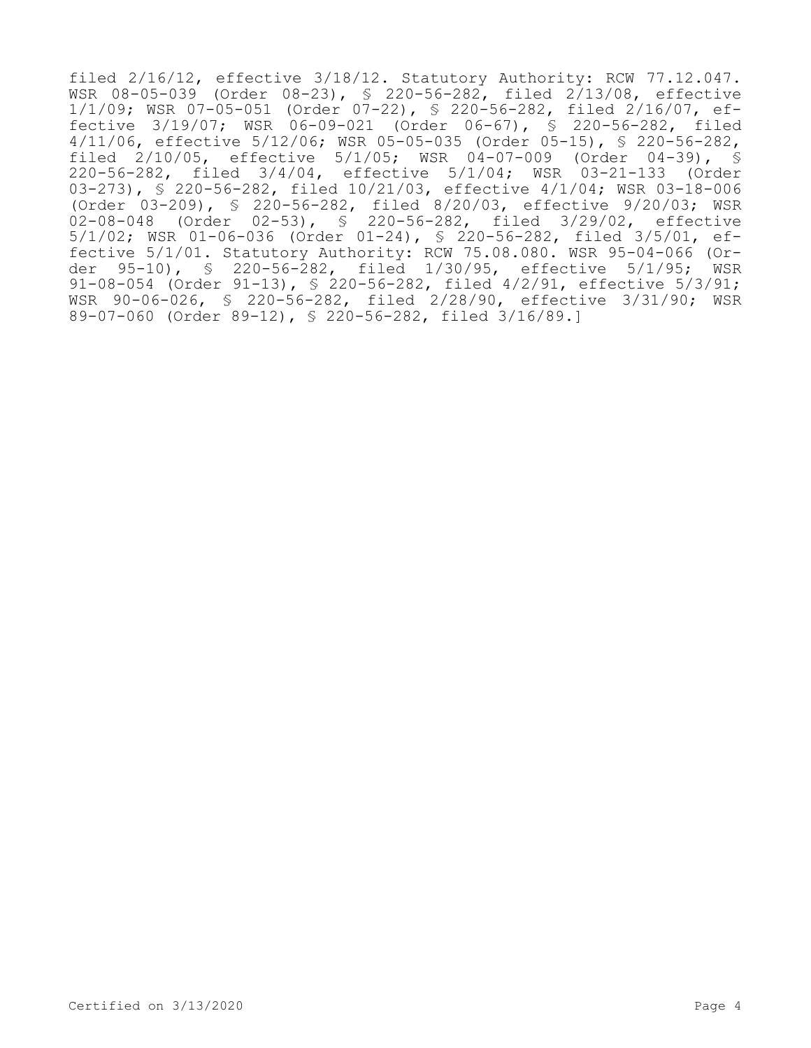filed 2/16/12, effective 3/18/12. Statutory Authority: RCW 77.12.047. WSR 08-05-039 (Order 08-23), § 220-56-282, filed 2/13/08, effective 1/1/09; WSR 07-05-051 (Order 07-22), § 220-56-282, filed 2/16/07, effective 3/19/07; WSR 06-09-021 (Order 06-67), § 220-56-282, filed 4/11/06, effective 5/12/06; WSR 05-05-035 (Order 05-15), § 220-56-282, filed 2/10/05, effective 5/1/05; WSR 04-07-009 (Order 04-39), § 220-56-282, filed 3/4/04, effective 5/1/04; WSR 03-21-133 (Order 03-273), § 220-56-282, filed 10/21/03, effective 4/1/04; WSR 03-18-006 (Order 03-209), § 220-56-282, filed 8/20/03, effective 9/20/03; WSR 02-08-048 (Order 02-53), § 220-56-282, filed 3/29/02, effective 5/1/02; WSR 01-06-036 (Order 01-24), § 220-56-282, filed 3/5/01, effective 5/1/01. Statutory Authority: RCW 75.08.080. WSR 95-04-066 (Order 95-10), § 220-56-282, filed 1/30/95, effective 5/1/95; WSR 91-08-054 (Order 91-13), § 220-56-282, filed 4/2/91, effective 5/3/91; WSR 90-06-026, § 220-56-282, filed 2/28/90, effective 3/31/90; WSR 89-07-060 (Order 89-12), § 220-56-282, filed 3/16/89.]